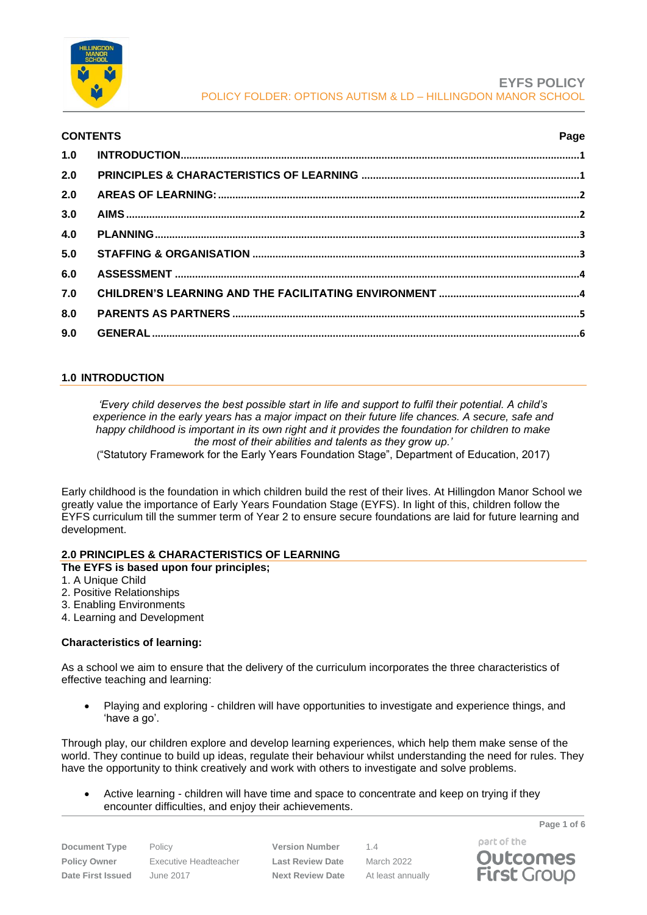# EYFS POLICY

POLICY FOLDER: OPTIONS AUTISM & LD – HILLINGDON MANOR SCHOOL

| CONTENTS | | Page |
|---|---|---|
| 1.0 | INTRODUCTION | 1 |
| 2.0 | PRINCIPLES & CHARACTERISTICS OF LEARNING | 1 |
| 2.0 | AREAS OF LEARNING: | 2 |
| 3.0 | AIMS | 2 |
| 4.0 | PLANNING | 3 |
| 5.0 | STAFFING & ORGANISATION | 3 |
| 6.0 | ASSESSMENT | 4 |
| 7.0 | CHILDREN'S LEARNING AND THE FACILITATING ENVIRONMENT | 4 |
| 8.0 | PARENTS AS PARTNERS | 5 |
| 9.0 | GENERAL | 6 |

## 1.0 INTRODUCTION

*'Every child deserves the best possible start in life and support to fulfil their potential. A child's experience in the early years has a major impact on their future life chances. A secure, safe and happy childhood is important in its own right and it provides the foundation for children to make the most of their abilities and talents as they grow up.'*

("Statutory Framework for the Early Years Foundation Stage", Department of Education, 2017)

Early childhood is the foundation in which children build the rest of their lives. At Hillingdon Manor School we greatly value the importance of Early Years Foundation Stage (EYFS). In light of this, children follow the EYFS curriculum till the summer term of Year 2 to ensure secure foundations are laid for future learning and development.

## 2.0 PRINCIPLES & CHARACTERISTICS OF LEARNING

**The EYFS is based upon four principles;**

1. A Unique Child
2. Positive Relationships
3. Enabling Environments
4. Learning and Development

**Characteristics of learning:**

As a school we aim to ensure that the delivery of the curriculum incorporates the three characteristics of effective teaching and learning:

- Playing and exploring - children will have opportunities to investigate and experience things, and 'have a go'.

Through play, our children explore and develop learning experiences, which help them make sense of the world. They continue to build up ideas, regulate their behaviour whilst understanding the need for rules. They have the opportunity to think creatively and work with others to investigate and solve problems.

- Active learning - children will have time and space to concentrate and keep on trying if they encounter difficulties, and enjoy their achievements.

| Document Type | Policy | Version Number | 1.4 |
|---|---|---|---|
| Policy Owner | Executive Headteacher | Last Review Date | March 2022 |
| Date First Issued | June 2017 | Next Review Date | At least annually |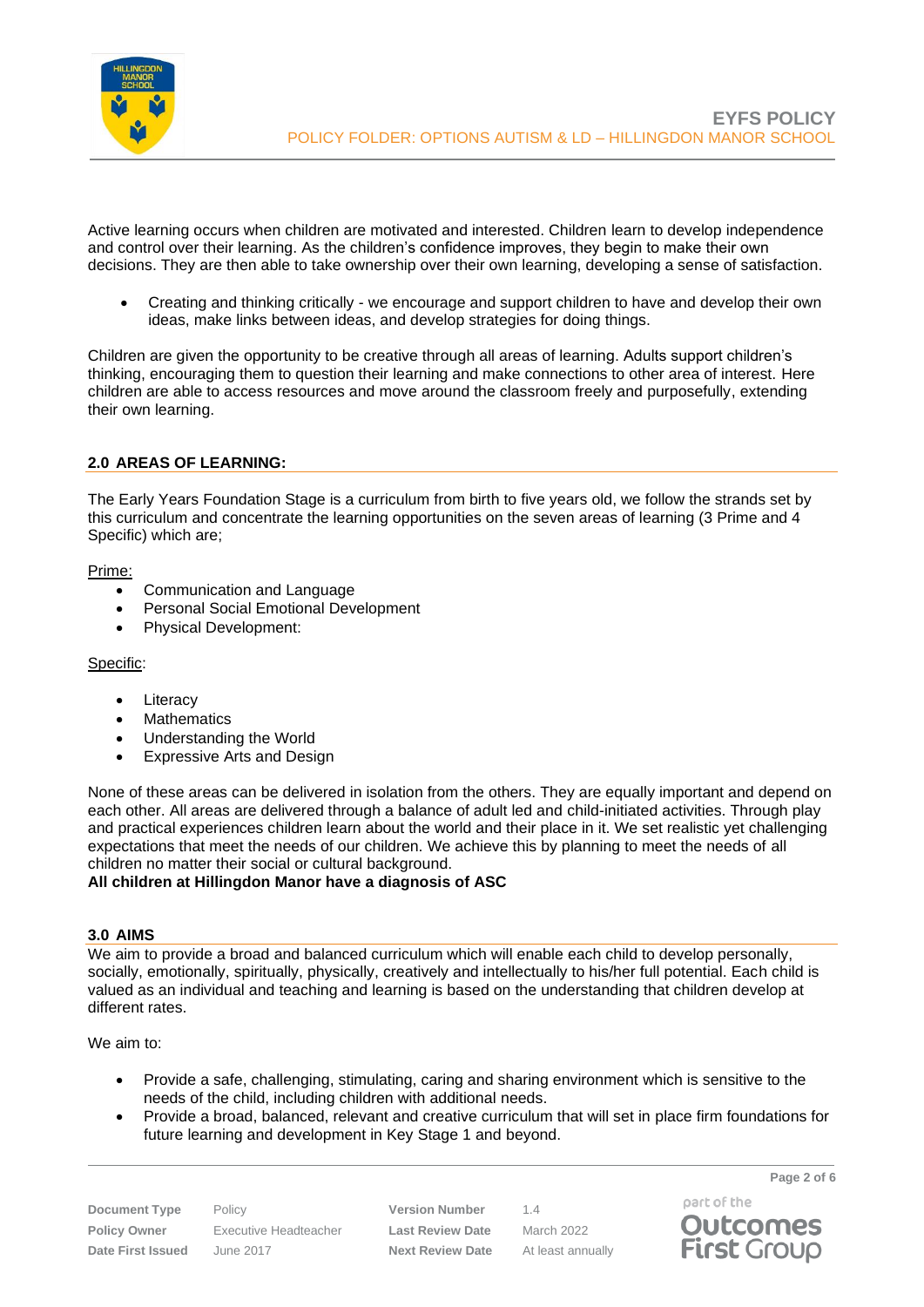Active learning occurs when children are motivated and interested. Children learn to develop independence and control over their learning. As the children's confidence improves, they begin to make their own decisions. They are then able to take ownership over their own learning, developing a sense of satisfaction.

- Creating and thinking critically - we encourage and support children to have and develop their own ideas, make links between ideas, and develop strategies for doing things.

Children are given the opportunity to be creative through all areas of learning. Adults support children's thinking, encouraging them to question their learning and make connections to other area of interest. Here children are able to access resources and move around the classroom freely and purposefully, extending their own learning.

## 2.0 AREAS OF LEARNING:

The Early Years Foundation Stage is a curriculum from birth to five years old, we follow the strands set by this curriculum and concentrate the learning opportunities on the seven areas of learning (3 Prime and 4 Specific) which are;

Prime:

- Communication and Language
- Personal Social Emotional Development
- Physical Development:

Specific:

- Literacy
- Mathematics
- Understanding the World
- Expressive Arts and Design

None of these areas can be delivered in isolation from the others. They are equally important and depend on each other. All areas are delivered through a balance of adult led and child-initiated activities. Through play and practical experiences children learn about the world and their place in it. We set realistic yet challenging expectations that meet the needs of our children. We achieve this by planning to meet the needs of all children no matter their social or cultural background.

**All children at Hillingdon Manor have a diagnosis of ASC**

## 3.0 AIMS

We aim to provide a broad and balanced curriculum which will enable each child to develop personally, socially, emotionally, spiritually, physically, creatively and intellectually to his/her full potential. Each child is valued as an individual and teaching and learning is based on the understanding that children develop at different rates.

We aim to:

- Provide a safe, challenging, stimulating, caring and sharing environment which is sensitive to the needs of the child, including children with additional needs.
- Provide a broad, balanced, relevant and creative curriculum that will set in place firm foundations for future learning and development in Key Stage 1 and beyond.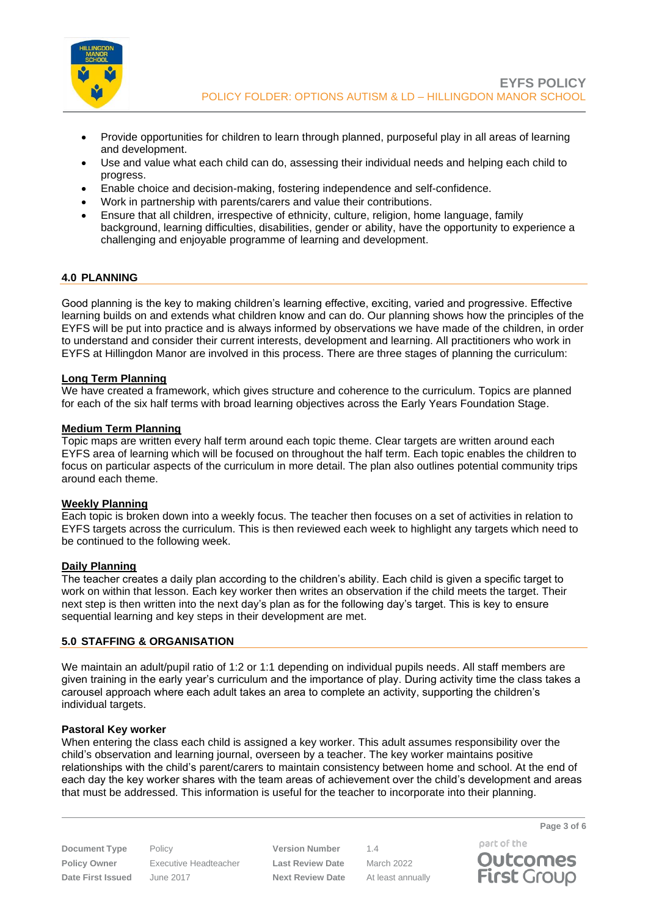- Provide opportunities for children to learn through planned, purposeful play in all areas of learning and development.
- Use and value what each child can do, assessing their individual needs and helping each child to progress.
- Enable choice and decision-making, fostering independence and self-confidence.
- Work in partnership with parents/carers and value their contributions.
- Ensure that all children, irrespective of ethnicity, culture, religion, home language, family background, learning difficulties, disabilities, gender or ability, have the opportunity to experience a challenging and enjoyable programme of learning and development.

## 4.0 PLANNING

Good planning is the key to making children's learning effective, exciting, varied and progressive. Effective learning builds on and extends what children know and can do. Our planning shows how the principles of the EYFS will be put into practice and is always informed by observations we have made of the children, in order to understand and consider their current interests, development and learning. All practitioners who work in EYFS at Hillingdon Manor are involved in this process. There are three stages of planning the curriculum:

**Long Term Planning**
We have created a framework, which gives structure and coherence to the curriculum. Topics are planned for each of the six half terms with broad learning objectives across the Early Years Foundation Stage.

**Medium Term Planning**
Topic maps are written every half term around each topic theme. Clear targets are written around each EYFS area of learning which will be focused on throughout the half term. Each topic enables the children to focus on particular aspects of the curriculum in more detail. The plan also outlines potential community trips around each theme.

**Weekly Planning**
Each topic is broken down into a weekly focus. The teacher then focuses on a set of activities in relation to EYFS targets across the curriculum. This is then reviewed each week to highlight any targets which need to be continued to the following week.

**Daily Planning**
The teacher creates a daily plan according to the children's ability. Each child is given a specific target to work on within that lesson. Each key worker then writes an observation if the child meets the target. Their next step is then written into the next day's plan as for the following day's target. This is key to ensure sequential learning and key steps in their development are met.

## 5.0 STAFFING & ORGANISATION

We maintain an adult/pupil ratio of 1:2 or 1:1 depending on individual pupils needs. All staff members are given training in the early year's curriculum and the importance of play. During activity time the class takes a carousel approach where each adult takes an area to complete an activity, supporting the children's individual targets.

**Pastoral Key worker**
When entering the class each child is assigned a key worker. This adult assumes responsibility over the child's observation and learning journal, overseen by a teacher. The key worker maintains positive relationships with the child's parent/carers to maintain consistency between home and school. At the end of each day the key worker shares with the team areas of achievement over the child's development and areas that must be addressed. This information is useful for the teacher to incorporate into their planning.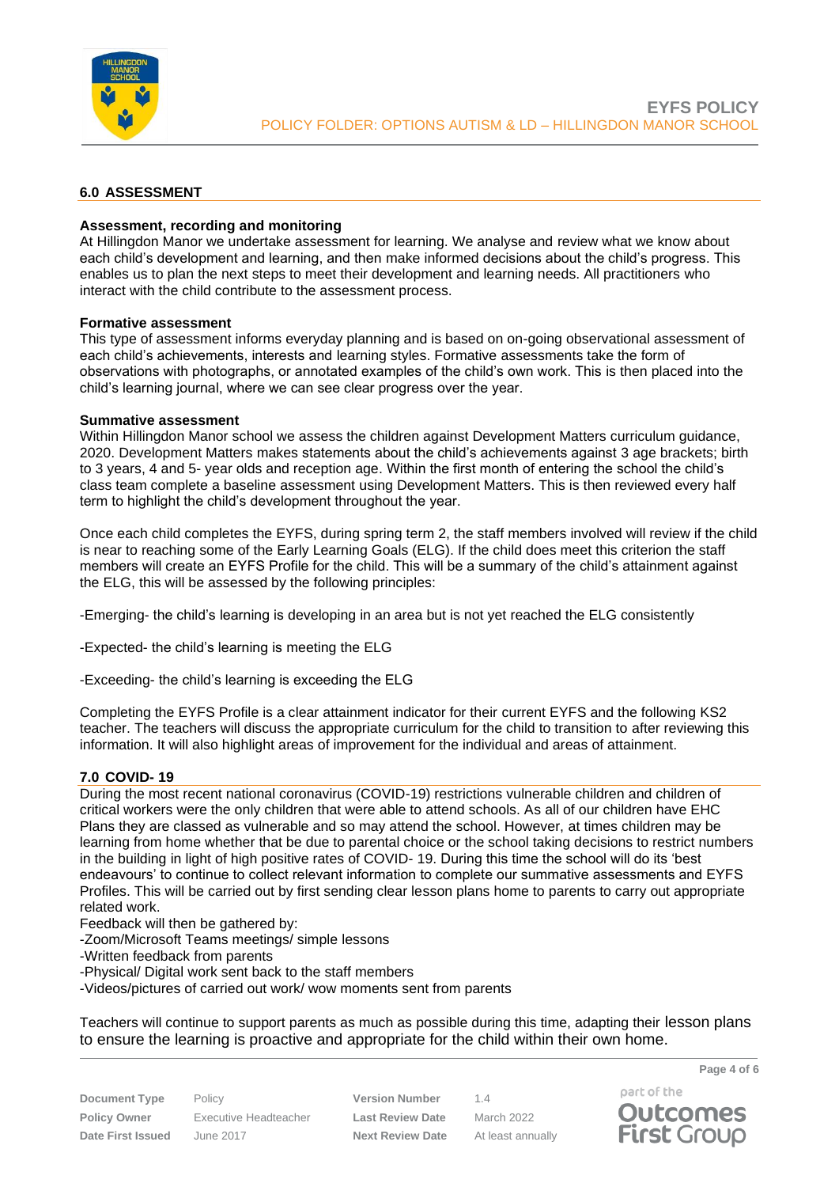## 6.0 ASSESSMENT

### Assessment, recording and monitoring

At Hillingdon Manor we undertake assessment for learning. We analyse and review what we know about each child's development and learning, and then make informed decisions about the child's progress. This enables us to plan the next steps to meet their development and learning needs. All practitioners who interact with the child contribute to the assessment process.

### Formative assessment

This type of assessment informs everyday planning and is based on on-going observational assessment of each child's achievements, interests and learning styles. Formative assessments take the form of observations with photographs, or annotated examples of the child's own work. This is then placed into the child's learning journal, where we can see clear progress over the year.

### Summative assessment

Within Hillingdon Manor school we assess the children against Development Matters curriculum guidance, 2020. Development Matters makes statements about the child's achievements against 3 age brackets; birth to 3 years, 4 and 5- year olds and reception age. Within the first month of entering the school the child's class team complete a baseline assessment using Development Matters. This is then reviewed every half term to highlight the child's development throughout the year.

Once each child completes the EYFS, during spring term 2, the staff members involved will review if the child is near to reaching some of the Early Learning Goals (ELG). If the child does meet this criterion the staff members will create an EYFS Profile for the child. This will be a summary of the child's attainment against the ELG, this will be assessed by the following principles:

-Emerging- the child's learning is developing in an area but is not yet reached the ELG consistently

-Expected- the child's learning is meeting the ELG

-Exceeding- the child's learning is exceeding the ELG

Completing the EYFS Profile is a clear attainment indicator for their current EYFS and the following KS2 teacher. The teachers will discuss the appropriate curriculum for the child to transition to after reviewing this information. It will also highlight areas of improvement for the individual and areas of attainment.

## 7.0 COVID- 19

During the most recent national coronavirus (COVID-19) restrictions vulnerable children and children of critical workers were the only children that were able to attend schools. As all of our children have EHC Plans they are classed as vulnerable and so may attend the school. However, at times children may be learning from home whether that be due to parental choice or the school taking decisions to restrict numbers in the building in light of high positive rates of COVID- 19. During this time the school will do its 'best endeavours' to continue to collect relevant information to complete our summative assessments and EYFS Profiles. This will be carried out by first sending clear lesson plans home to parents to carry out appropriate related work.

Feedback will then be gathered by:

-Zoom/Microsoft Teams meetings/ simple lessons
-Written feedback from parents
-Physical/ Digital work sent back to the staff members
-Videos/pictures of carried out work/ wow moments sent from parents

Teachers will continue to support parents as much as possible during this time, adapting their lesson plans to ensure the learning is proactive and appropriate for the child within their own home.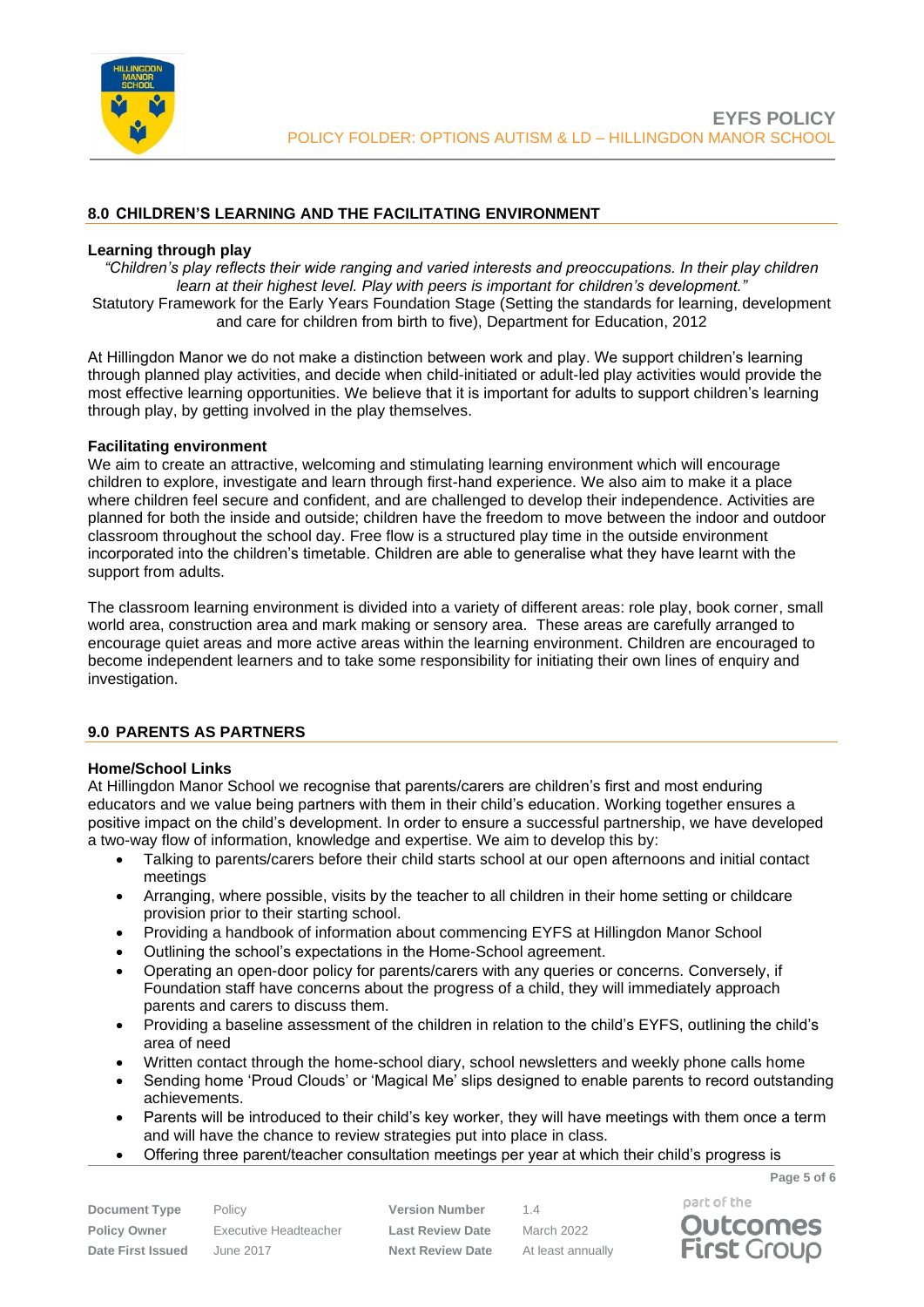## 8.0 CHILDREN'S LEARNING AND THE FACILITATING ENVIRONMENT

**Learning through play**

*"Children's play reflects their wide ranging and varied interests and preoccupations. In their play children learn at their highest level. Play with peers is important for children's development."*

Statutory Framework for the Early Years Foundation Stage (Setting the standards for learning, development and care for children from birth to five), Department for Education, 2012

At Hillingdon Manor we do not make a distinction between work and play. We support children's learning through planned play activities, and decide when child-initiated or adult-led play activities would provide the most effective learning opportunities. We believe that it is important for adults to support children's learning through play, by getting involved in the play themselves.

**Facilitating environment**

We aim to create an attractive, welcoming and stimulating learning environment which will encourage children to explore, investigate and learn through first-hand experience. We also aim to make it a place where children feel secure and confident, and are challenged to develop their independence. Activities are planned for both the inside and outside; children have the freedom to move between the indoor and outdoor classroom throughout the school day. Free flow is a structured play time in the outside environment incorporated into the children's timetable. Children are able to generalise what they have learnt with the support from adults.

The classroom learning environment is divided into a variety of different areas: role play, book corner, small world area, construction area and mark making or sensory area. These areas are carefully arranged to encourage quiet areas and more active areas within the learning environment. Children are encouraged to become independent learners and to take some responsibility for initiating their own lines of enquiry and investigation.

## 9.0 PARENTS AS PARTNERS

**Home/School Links**

At Hillingdon Manor School we recognise that parents/carers are children's first and most enduring educators and we value being partners with them in their child's education. Working together ensures a positive impact on the child's development. In order to ensure a successful partnership, we have developed a two-way flow of information, knowledge and expertise. We aim to develop this by:

- Talking to parents/carers before their child starts school at our open afternoons and initial contact meetings
- Arranging, where possible, visits by the teacher to all children in their home setting or childcare provision prior to their starting school.
- Providing a handbook of information about commencing EYFS at Hillingdon Manor School
- Outlining the school's expectations in the Home-School agreement.
- Operating an open-door policy for parents/carers with any queries or concerns. Conversely, if Foundation staff have concerns about the progress of a child, they will immediately approach parents and carers to discuss them.
- Providing a baseline assessment of the children in relation to the child's EYFS, outlining the child's area of need
- Written contact through the home-school diary, school newsletters and weekly phone calls home
- Sending home 'Proud Clouds' or 'Magical Me' slips designed to enable parents to record outstanding achievements.
- Parents will be introduced to their child's key worker, they will have meetings with them once a term and will have the chance to review strategies put into place in class.
- Offering three parent/teacher consultation meetings per year at which their child's progress is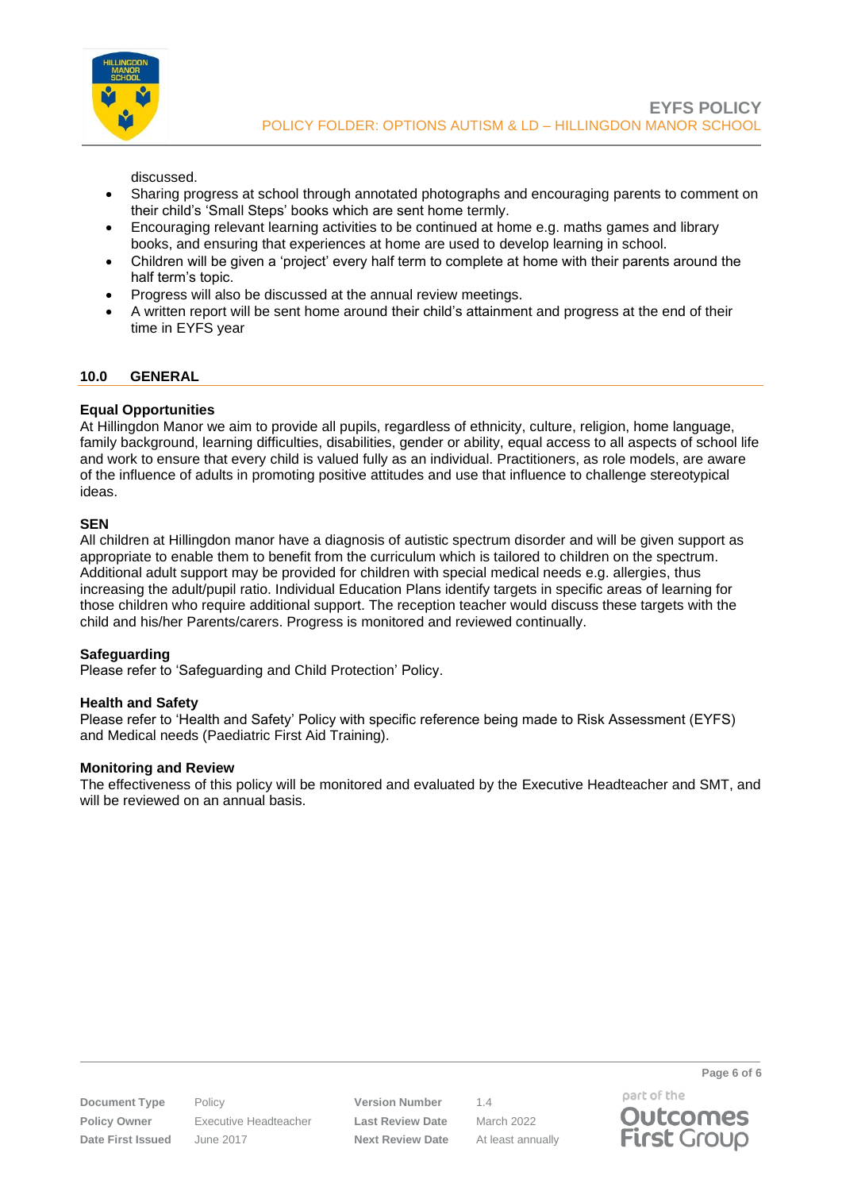discussed.

- Sharing progress at school through annotated photographs and encouraging parents to comment on their child's 'Small Steps' books which are sent home termly.
- Encouraging relevant learning activities to be continued at home e.g. maths games and library books, and ensuring that experiences at home are used to develop learning in school.
- Children will be given a 'project' every half term to complete at home with their parents around the half term's topic.
- Progress will also be discussed at the annual review meetings.
- A written report will be sent home around their child's attainment and progress at the end of their time in EYFS year

## 10.0 GENERAL

**Equal Opportunities**
At Hillingdon Manor we aim to provide all pupils, regardless of ethnicity, culture, religion, home language, family background, learning difficulties, disabilities, gender or ability, equal access to all aspects of school life and work to ensure that every child is valued fully as an individual. Practitioners, as role models, are aware of the influence of adults in promoting positive attitudes and use that influence to challenge stereotypical ideas.

**SEN**
All children at Hillingdon manor have a diagnosis of autistic spectrum disorder and will be given support as appropriate to enable them to benefit from the curriculum which is tailored to children on the spectrum. Additional adult support may be provided for children with special medical needs e.g. allergies, thus increasing the adult/pupil ratio. Individual Education Plans identify targets in specific areas of learning for those children who require additional support. The reception teacher would discuss these targets with the child and his/her Parents/carers. Progress is monitored and reviewed continually.

**Safeguarding**
Please refer to 'Safeguarding and Child Protection' Policy.

**Health and Safety**
Please refer to 'Health and Safety' Policy with specific reference being made to Risk Assessment (EYFS) and Medical needs (Paediatric First Aid Training).

**Monitoring and Review**
The effectiveness of this policy will be monitored and evaluated by the Executive Headteacher and SMT, and will be reviewed on an annual basis.